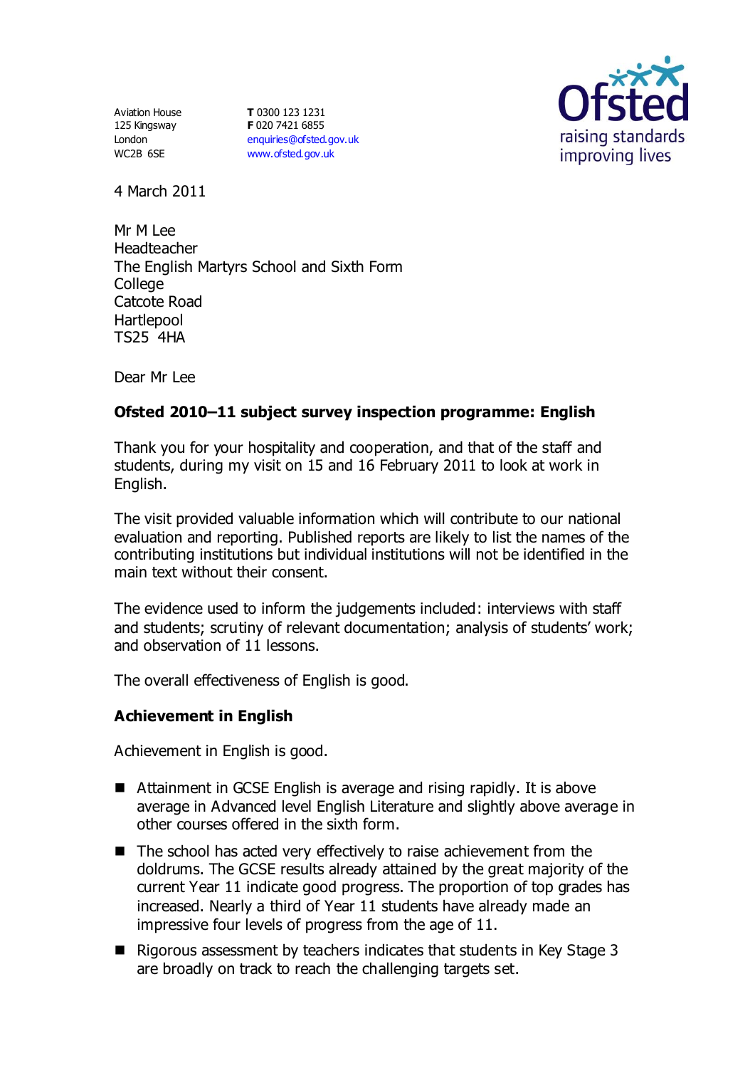Aviation House
125 Kingsway
London
WC2B 6SE

**T** 0300 123 1231
**F** 020 7421 6855
enquiries@ofsted.gov.uk
www.ofsted.gov.uk

Ofsted
raising standards
improving lives

4 March 2011

Mr M Lee
Headteacher
The English Martyrs School and Sixth Form College
Catcote Road
Hartlepool
TS25 4HA

Dear Mr Lee

**Ofsted 2010–11 subject survey inspection programme: English**

Thank you for your hospitality and cooperation, and that of the staff and students, during my visit on 15 and 16 February 2011 to look at work in English.

The visit provided valuable information which will contribute to our national evaluation and reporting. Published reports are likely to list the names of the contributing institutions but individual institutions will not be identified in the main text without their consent.

The evidence used to inform the judgements included: interviews with staff and students; scrutiny of relevant documentation; analysis of students' work; and observation of 11 lessons.

The overall effectiveness of English is good.

## Achievement in English

Achievement in English is good.

- Attainment in GCSE English is average and rising rapidly. It is above average in Advanced level English Literature and slightly above average in other courses offered in the sixth form.
- The school has acted very effectively to raise achievement from the doldrums. The GCSE results already attained by the great majority of the current Year 11 indicate good progress. The proportion of top grades has increased. Nearly a third of Year 11 students have already made an impressive four levels of progress from the age of 11.
- Rigorous assessment by teachers indicates that students in Key Stage 3 are broadly on track to reach the challenging targets set.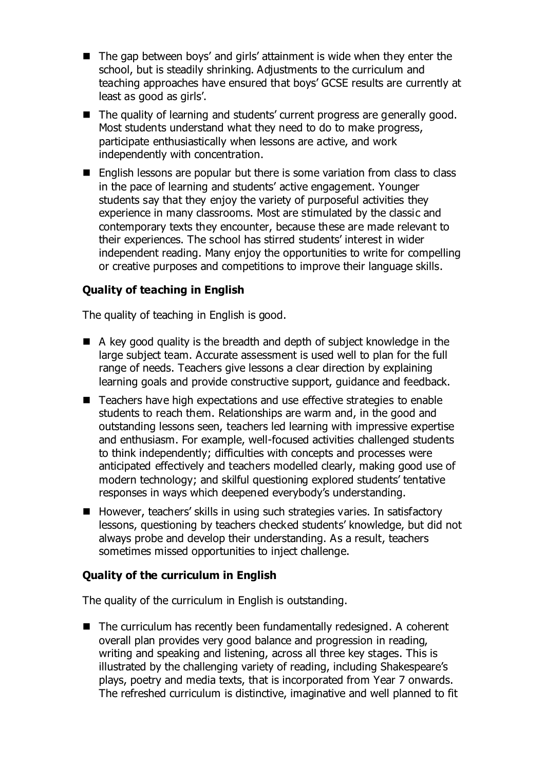- The gap between boys' and girls' attainment is wide when they enter the school, but is steadily shrinking. Adjustments to the curriculum and teaching approaches have ensured that boys' GCSE results are currently at least as good as girls'.
- The quality of learning and students' current progress are generally good. Most students understand what they need to do to make progress, participate enthusiastically when lessons are active, and work independently with concentration.
- English lessons are popular but there is some variation from class to class in the pace of learning and students' active engagement. Younger students say that they enjoy the variety of purposeful activities they experience in many classrooms. Most are stimulated by the classic and contemporary texts they encounter, because these are made relevant to their experiences. The school has stirred students' interest in wider independent reading. Many enjoy the opportunities to write for compelling or creative purposes and competitions to improve their language skills.

### Quality of teaching in English

The quality of teaching in English is good.

- A key good quality is the breadth and depth of subject knowledge in the large subject team. Accurate assessment is used well to plan for the full range of needs. Teachers give lessons a clear direction by explaining learning goals and provide constructive support, guidance and feedback.
- Teachers have high expectations and use effective strategies to enable students to reach them. Relationships are warm and, in the good and outstanding lessons seen, teachers led learning with impressive expertise and enthusiasm. For example, well-focused activities challenged students to think independently; difficulties with concepts and processes were anticipated effectively and teachers modelled clearly, making good use of modern technology; and skilful questioning explored students' tentative responses in ways which deepened everybody's understanding.
- However, teachers' skills in using such strategies varies. In satisfactory lessons, questioning by teachers checked students' knowledge, but did not always probe and develop their understanding. As a result, teachers sometimes missed opportunities to inject challenge.

### Quality of the curriculum in English

The quality of the curriculum in English is outstanding.

- The curriculum has recently been fundamentally redesigned. A coherent overall plan provides very good balance and progression in reading, writing and speaking and listening, across all three key stages. This is illustrated by the challenging variety of reading, including Shakespeare's plays, poetry and media texts, that is incorporated from Year 7 onwards. The refreshed curriculum is distinctive, imaginative and well planned to fit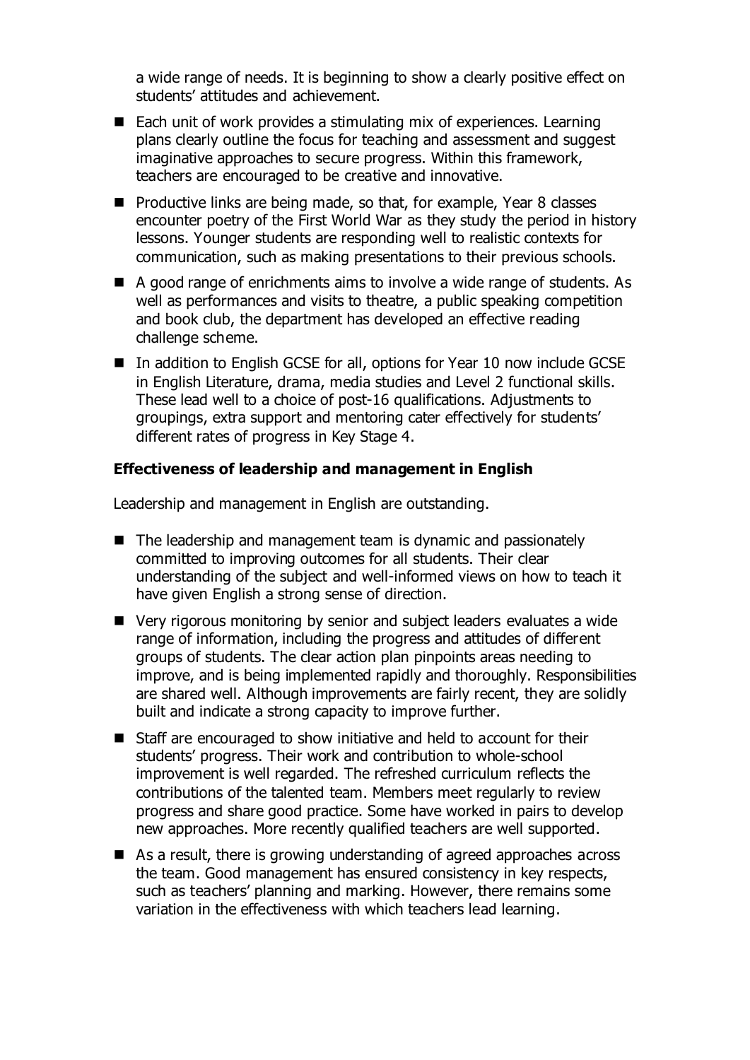a wide range of needs. It is beginning to show a clearly positive effect on students' attitudes and achievement.

- Each unit of work provides a stimulating mix of experiences. Learning plans clearly outline the focus for teaching and assessment and suggest imaginative approaches to secure progress. Within this framework, teachers are encouraged to be creative and innovative.
- Productive links are being made, so that, for example, Year 8 classes encounter poetry of the First World War as they study the period in history lessons. Younger students are responding well to realistic contexts for communication, such as making presentations to their previous schools.
- A good range of enrichments aims to involve a wide range of students. As well as performances and visits to theatre, a public speaking competition and book club, the department has developed an effective reading challenge scheme.
- In addition to English GCSE for all, options for Year 10 now include GCSE in English Literature, drama, media studies and Level 2 functional skills. These lead well to a choice of post-16 qualifications. Adjustments to groupings, extra support and mentoring cater effectively for students' different rates of progress in Key Stage 4.

**Effectiveness of leadership and management in English**

Leadership and management in English are outstanding.

- The leadership and management team is dynamic and passionately committed to improving outcomes for all students. Their clear understanding of the subject and well-informed views on how to teach it have given English a strong sense of direction.
- Very rigorous monitoring by senior and subject leaders evaluates a wide range of information, including the progress and attitudes of different groups of students. The clear action plan pinpoints areas needing to improve, and is being implemented rapidly and thoroughly. Responsibilities are shared well. Although improvements are fairly recent, they are solidly built and indicate a strong capacity to improve further.
- Staff are encouraged to show initiative and held to account for their students' progress. Their work and contribution to whole-school improvement is well regarded. The refreshed curriculum reflects the contributions of the talented team. Members meet regularly to review progress and share good practice. Some have worked in pairs to develop new approaches. More recently qualified teachers are well supported.
- As a result, there is growing understanding of agreed approaches across the team. Good management has ensured consistency in key respects, such as teachers' planning and marking. However, there remains some variation in the effectiveness with which teachers lead learning.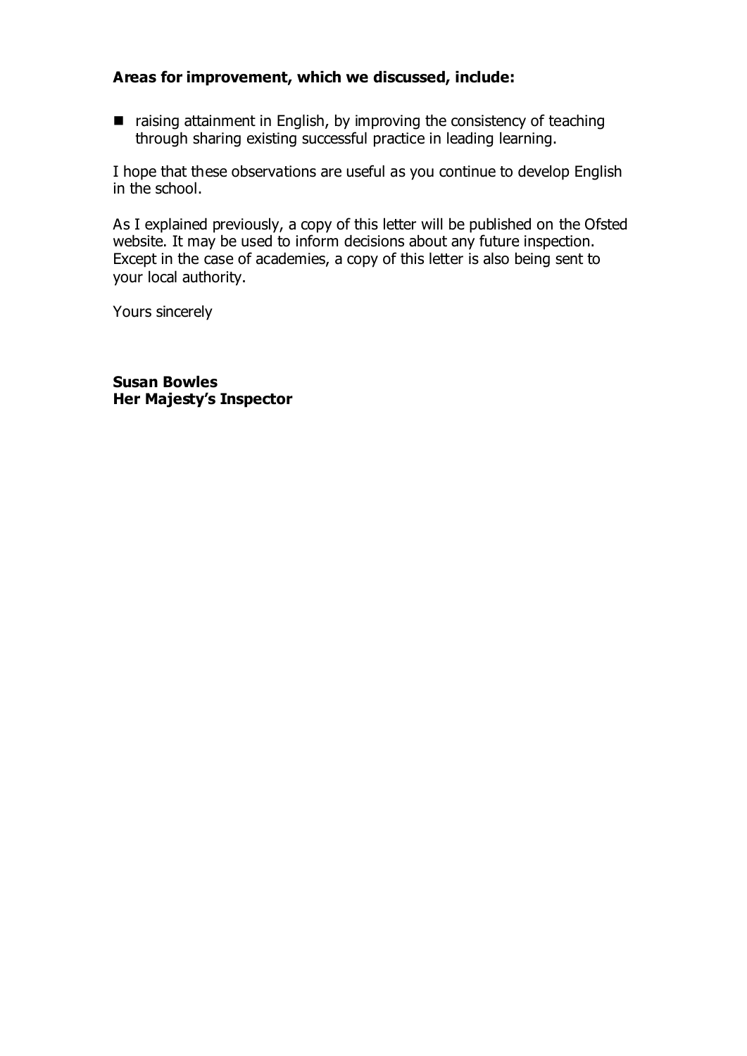**Areas for improvement, which we discussed, include:**

- raising attainment in English, by improving the consistency of teaching through sharing existing successful practice in leading learning.

I hope that these observations are useful as you continue to develop English in the school.

As I explained previously, a copy of this letter will be published on the Ofsted website. It may be used to inform decisions about any future inspection. Except in the case of academies, a copy of this letter is also being sent to your local authority.

Yours sincerely

**Susan Bowles**
**Her Majesty's Inspector**